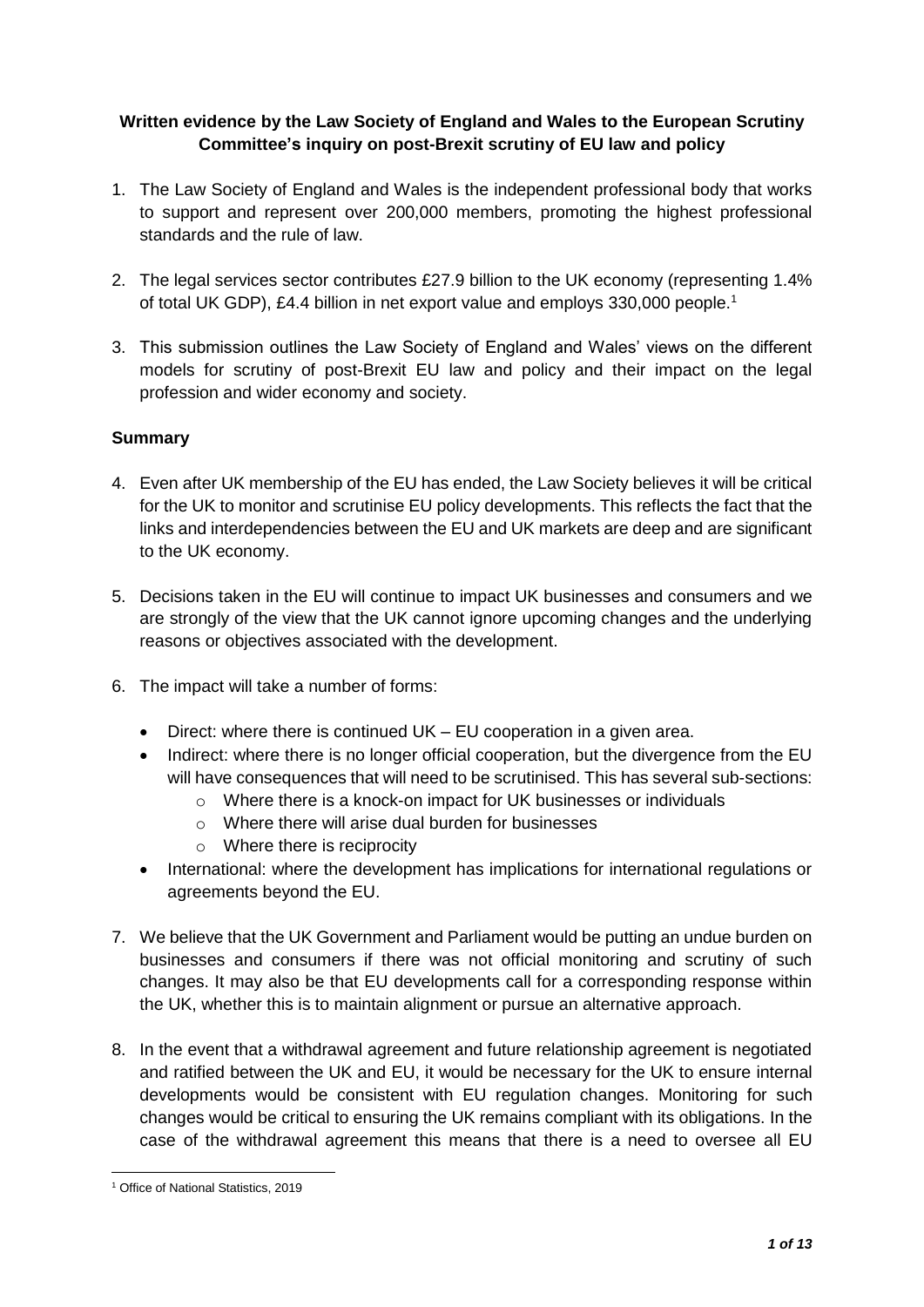**Written evidence by the Law Society of England and Wales to the European Scrutiny Committee's inquiry on post-Brexit scrutiny of EU law and policy**

1. The Law Society of England and Wales is the independent professional body that works to support and represent over 200,000 members, promoting the highest professional standards and the rule of law.

2. The legal services sector contributes £27.9 billion to the UK economy (representing 1.4% of total UK GDP), £4.4 billion in net export value and employs 330,000 people.[1]

3. This submission outlines the Law Society of England and Wales' views on the different models for scrutiny of post-Brexit EU law and policy and their impact on the legal profession and wider economy and society.

**Summary**

4. Even after UK membership of the EU has ended, the Law Society believes it will be critical for the UK to monitor and scrutinise EU policy developments. This reflects the fact that the links and interdependencies between the EU and UK markets are deep and are significant to the UK economy.

5. Decisions taken in the EU will continue to impact UK businesses and consumers and we are strongly of the view that the UK cannot ignore upcoming changes and the underlying reasons or objectives associated with the development.

6. The impact will take a number of forms:
   - Direct: where there is continued UK – EU cooperation in a given area.
   - Indirect: where there is no longer official cooperation, but the divergence from the EU will have consequences that will need to be scrutinised. This has several sub-sections:
     - Where there is a knock-on impact for UK businesses or individuals
     - Where there will arise dual burden for businesses
     - Where there is reciprocity
   - International: where the development has implications for international regulations or agreements beyond the EU.

7. We believe that the UK Government and Parliament would be putting an undue burden on businesses and consumers if there was not official monitoring and scrutiny of such changes. It may also be that EU developments call for a corresponding response within the UK, whether this is to maintain alignment or pursue an alternative approach.

8. In the event that a withdrawal agreement and future relationship agreement is negotiated and ratified between the UK and EU, it would be necessary for the UK to ensure internal developments would be consistent with EU regulation changes. Monitoring for such changes would be critical to ensuring the UK remains compliant with its obligations. In the case of the withdrawal agreement this means that there is a need to oversee all EU

[1] Office of National Statistics, 2019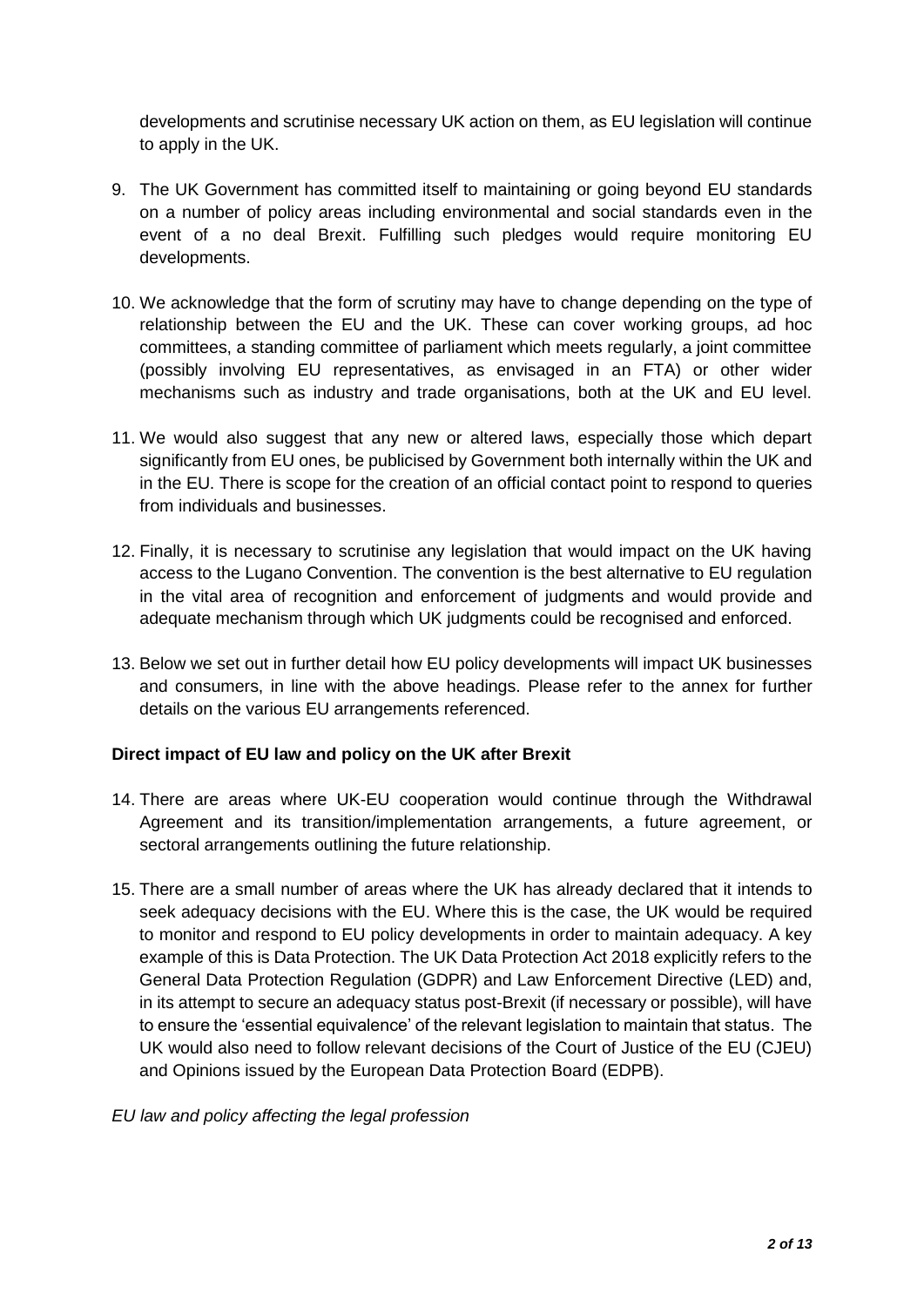developments and scrutinise necessary UK action on them, as EU legislation will continue to apply in the UK.

9. The UK Government has committed itself to maintaining or going beyond EU standards on a number of policy areas including environmental and social standards even in the event of a no deal Brexit. Fulfilling such pledges would require monitoring EU developments.

10. We acknowledge that the form of scrutiny may have to change depending on the type of relationship between the EU and the UK. These can cover working groups, ad hoc committees, a standing committee of parliament which meets regularly, a joint committee (possibly involving EU representatives, as envisaged in an FTA) or other wider mechanisms such as industry and trade organisations, both at the UK and EU level.

11. We would also suggest that any new or altered laws, especially those which depart significantly from EU ones, be publicised by Government both internally within the UK and in the EU. There is scope for the creation of an official contact point to respond to queries from individuals and businesses.

12. Finally, it is necessary to scrutinise any legislation that would impact on the UK having access to the Lugano Convention. The convention is the best alternative to EU regulation in the vital area of recognition and enforcement of judgments and would provide and adequate mechanism through which UK judgments could be recognised and enforced.

13. Below we set out in further detail how EU policy developments will impact UK businesses and consumers, in line with the above headings. Please refer to the annex for further details on the various EU arrangements referenced.

**Direct impact of EU law and policy on the UK after Brexit**

14. There are areas where UK-EU cooperation would continue through the Withdrawal Agreement and its transition/implementation arrangements, a future agreement, or sectoral arrangements outlining the future relationship.

15. There are a small number of areas where the UK has already declared that it intends to seek adequacy decisions with the EU. Where this is the case, the UK would be required to monitor and respond to EU policy developments in order to maintain adequacy. A key example of this is Data Protection. The UK Data Protection Act 2018 explicitly refers to the General Data Protection Regulation (GDPR) and Law Enforcement Directive (LED) and, in its attempt to secure an adequacy status post-Brexit (if necessary or possible), will have to ensure the 'essential equivalence' of the relevant legislation to maintain that status. The UK would also need to follow relevant decisions of the Court of Justice of the EU (CJEU) and Opinions issued by the European Data Protection Board (EDPB).

*EU law and policy affecting the legal profession*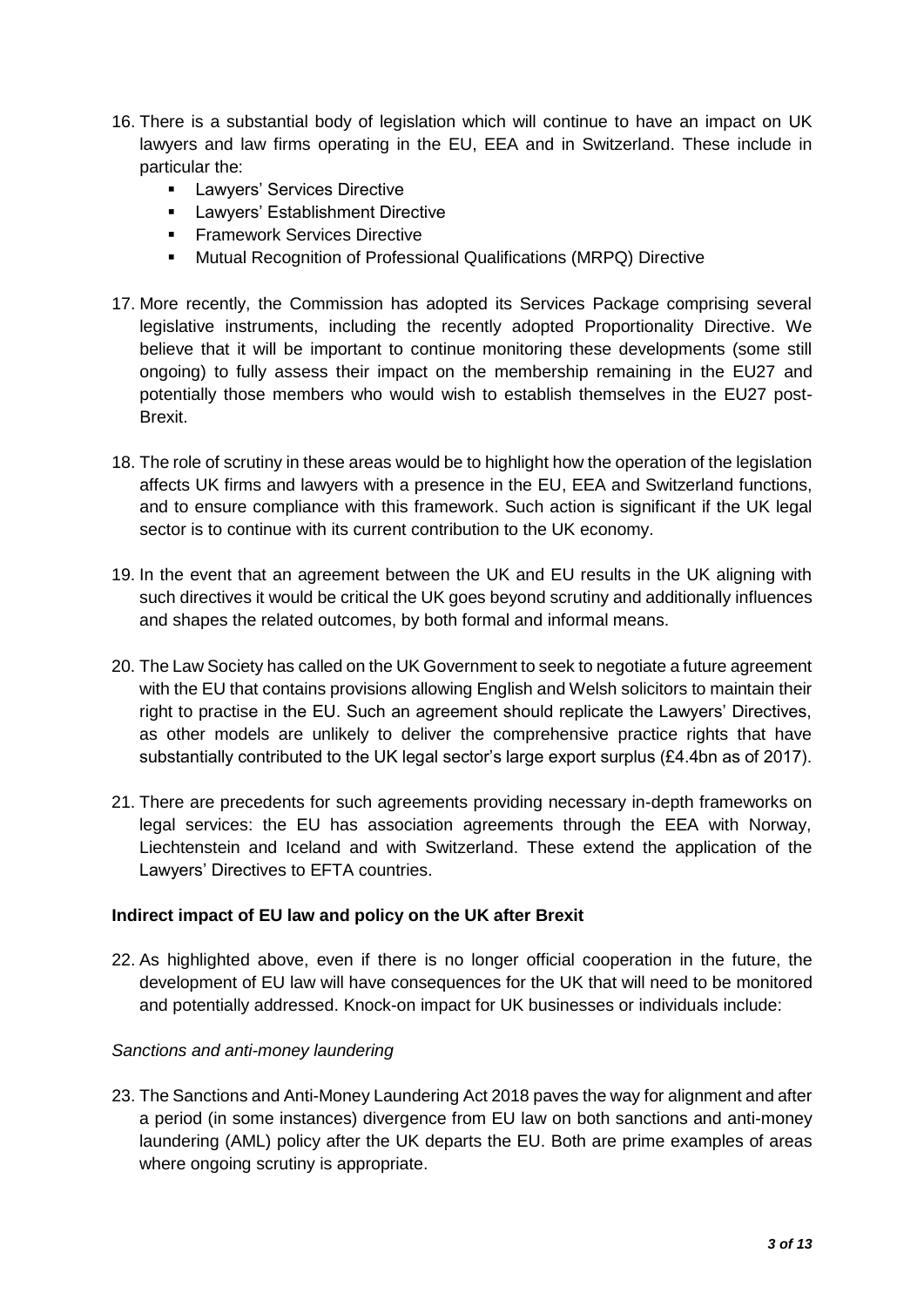16. There is a substantial body of legislation which will continue to have an impact on UK lawyers and law firms operating in the EU, EEA and in Switzerland. These include in particular the:
    - Lawyers' Services Directive
    - Lawyers' Establishment Directive
    - Framework Services Directive
    - Mutual Recognition of Professional Qualifications (MRPQ) Directive

17. More recently, the Commission has adopted its Services Package comprising several legislative instruments, including the recently adopted Proportionality Directive. We believe that it will be important to continue monitoring these developments (some still ongoing) to fully assess their impact on the membership remaining in the EU27 and potentially those members who would wish to establish themselves in the EU27 post-Brexit.

18. The role of scrutiny in these areas would be to highlight how the operation of the legislation affects UK firms and lawyers with a presence in the EU, EEA and Switzerland functions, and to ensure compliance with this framework. Such action is significant if the UK legal sector is to continue with its current contribution to the UK economy.

19. In the event that an agreement between the UK and EU results in the UK aligning with such directives it would be critical the UK goes beyond scrutiny and additionally influences and shapes the related outcomes, by both formal and informal means.

20. The Law Society has called on the UK Government to seek to negotiate a future agreement with the EU that contains provisions allowing English and Welsh solicitors to maintain their right to practise in the EU. Such an agreement should replicate the Lawyers' Directives, as other models are unlikely to deliver the comprehensive practice rights that have substantially contributed to the UK legal sector's large export surplus (£4.4bn as of 2017).

21. There are precedents for such agreements providing necessary in-depth frameworks on legal services: the EU has association agreements through the EEA with Norway, Liechtenstein and Iceland and with Switzerland. These extend the application of the Lawyers' Directives to EFTA countries.

**Indirect impact of EU law and policy on the UK after Brexit**

22. As highlighted above, even if there is no longer official cooperation in the future, the development of EU law will have consequences for the UK that will need to be monitored and potentially addressed. Knock-on impact for UK businesses or individuals include:

*Sanctions and anti-money laundering*

23. The Sanctions and Anti-Money Laundering Act 2018 paves the way for alignment and after a period (in some instances) divergence from EU law on both sanctions and anti-money laundering (AML) policy after the UK departs the EU. Both are prime examples of areas where ongoing scrutiny is appropriate.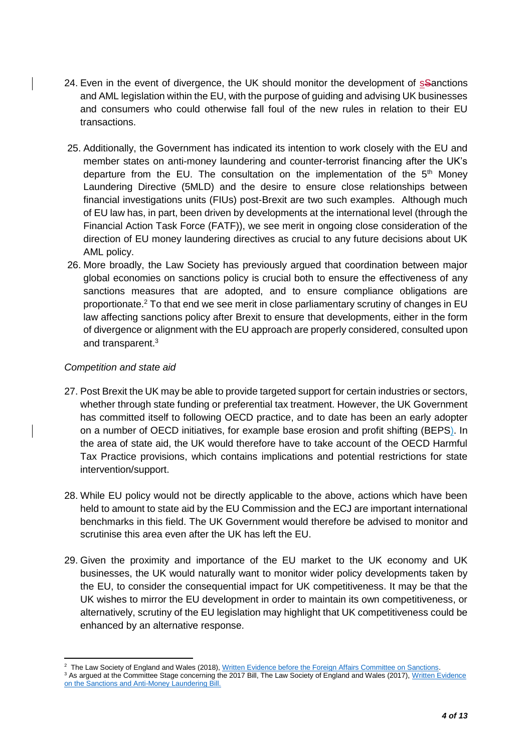24. Even in the event of divergence, the UK should monitor the development of sSanctions and AML legislation within the EU, with the purpose of guiding and advising UK businesses and consumers who could otherwise fall foul of the new rules in relation to their EU transactions.

25. Additionally, the Government has indicated its intention to work closely with the EU and member states on anti-money laundering and counter-terrorist financing after the UK's departure from the EU. The consultation on the implementation of the 5th Money Laundering Directive (5MLD) and the desire to ensure close relationships between financial investigations units (FIUs) post-Brexit are two such examples. Although much of EU law has, in part, been driven by developments at the international level (through the Financial Action Task Force (FATF)), we see merit in ongoing close consideration of the direction of EU money laundering directives as crucial to any future decisions about UK AML policy.

26. More broadly, the Law Society has previously argued that coordination between major global economies on sanctions policy is crucial both to ensure the effectiveness of any sanctions measures that are adopted, and to ensure compliance obligations are proportionate.[2] To that end we see merit in close parliamentary scrutiny of changes in EU law affecting sanctions policy after Brexit to ensure that developments, either in the form of divergence or alignment with the EU approach are properly considered, consulted upon and transparent.[3]

*Competition and state aid*

27. Post Brexit the UK may be able to provide targeted support for certain industries or sectors, whether through state funding or preferential tax treatment. However, the UK Government has committed itself to following OECD practice, and to date has been an early adopter on a number of OECD initiatives, for example base erosion and profit shifting (BEPS). In the area of state aid, the UK would therefore have to take account of the OECD Harmful Tax Practice provisions, which contains implications and potential restrictions for state intervention/support.

28. While EU policy would not be directly applicable to the above, actions which have been held to amount to state aid by the EU Commission and the ECJ are important international benchmarks in this field. The UK Government would therefore be advised to monitor and scrutinise this area even after the UK has left the EU.

29. Given the proximity and importance of the EU market to the UK economy and UK businesses, the UK would naturally want to monitor wider policy developments taken by the EU, to consider the consequential impact for UK competitiveness. It may be that the UK wishes to mirror the EU development in order to maintain its own competitiveness, or alternatively, scrutiny of the EU legislation may highlight that UK competitiveness could be enhanced by an alternative response.

---

[2] The Law Society of England and Wales (2018), Written Evidence before the Foreign Affairs Committee on Sanctions.

[3] As argued at the Committee Stage concerning the 2017 Bill, The Law Society of England and Wales (2017), Written Evidence on the Sanctions and Anti-Money Laundering Bill.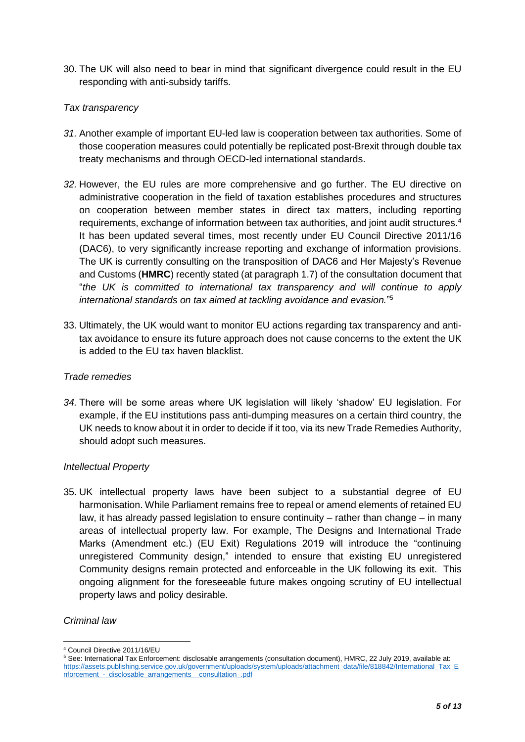30. The UK will also need to bear in mind that significant divergence could result in the EU responding with anti-subsidy tariffs.

*Tax transparency*

*31.* Another example of important EU-led law is cooperation between tax authorities. Some of those cooperation measures could potentially be replicated post-Brexit through double tax treaty mechanisms and through OECD-led international standards.

*32.* However, the EU rules are more comprehensive and go further. The EU directive on administrative cooperation in the field of taxation establishes procedures and structures on cooperation between member states in direct tax matters, including reporting requirements, exchange of information between tax authorities, and joint audit structures.[4] It has been updated several times, most recently under EU Council Directive 2011/16 (DAC6), to very significantly increase reporting and exchange of information provisions. The UK is currently consulting on the transposition of DAC6 and Her Majesty's Revenue and Customs (**HMRC**) recently stated (at paragraph 1.7) of the consultation document that "*the UK is committed to international tax transparency and will continue to apply international standards on tax aimed at tackling avoidance and evasion.*"[5]

33. Ultimately, the UK would want to monitor EU actions regarding tax transparency and anti-tax avoidance to ensure its future approach does not cause concerns to the extent the UK is added to the EU tax haven blacklist.

*Trade remedies*

*34.* There will be some areas where UK legislation will likely 'shadow' EU legislation. For example, if the EU institutions pass anti-dumping measures on a certain third country, the UK needs to know about it in order to decide if it too, via its new Trade Remedies Authority, should adopt such measures.

*Intellectual Property*

35. UK intellectual property laws have been subject to a substantial degree of EU harmonisation. While Parliament remains free to repeal or amend elements of retained EU law, it has already passed legislation to ensure continuity – rather than change – in many areas of intellectual property law. For example, The Designs and International Trade Marks (Amendment etc.) (EU Exit) Regulations 2019 will introduce the "continuing unregistered Community design," intended to ensure that existing EU unregistered Community designs remain protected and enforceable in the UK following its exit. This ongoing alignment for the foreseeable future makes ongoing scrutiny of EU intellectual property laws and policy desirable.

*Criminal law*

---

[4] Council Directive 2011/16/EU

[5] See: International Tax Enforcement: disclosable arrangements (consultation document), HMRC, 22 July 2019, available at: https://assets.publishing.service.gov.uk/government/uploads/system/uploads/attachment_data/file/818842/International_Tax_Enforcement_-_disclosable_arrangements__consultation_.pdf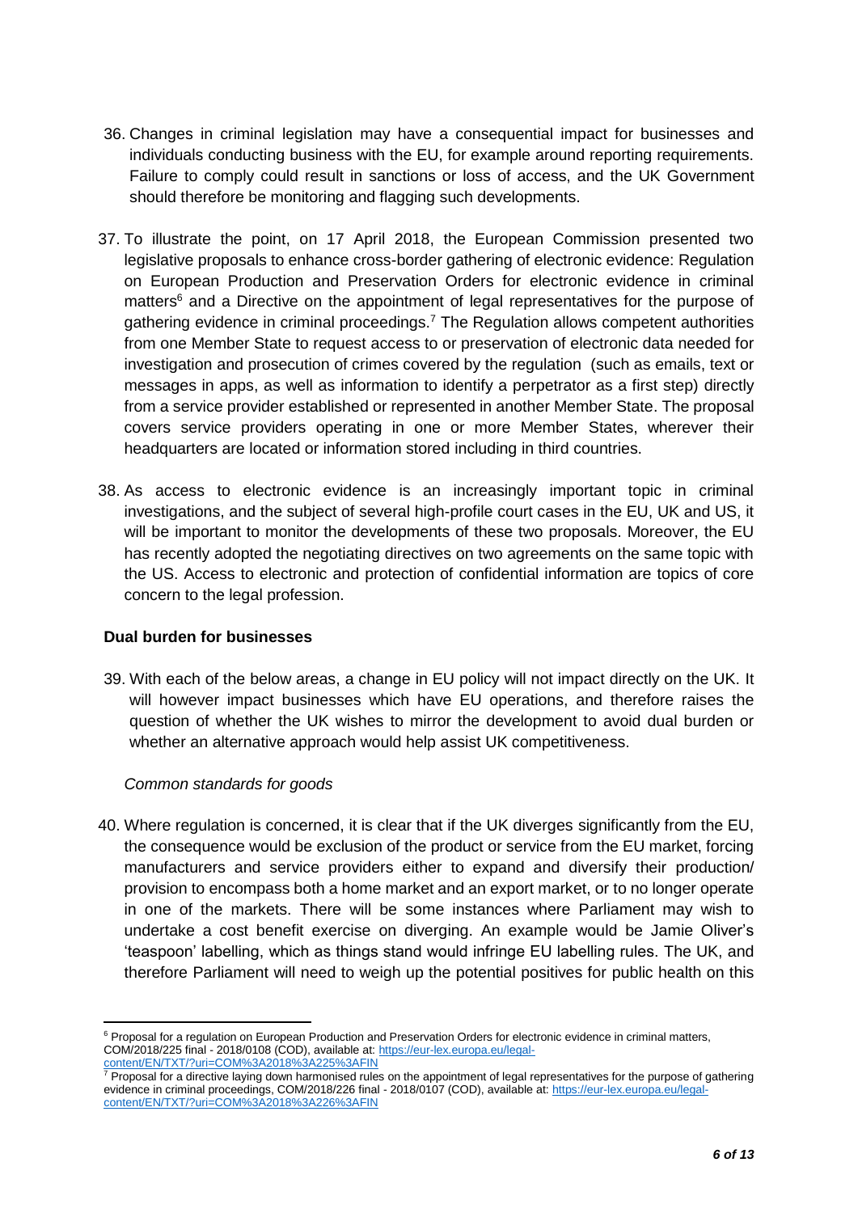36. Changes in criminal legislation may have a consequential impact for businesses and individuals conducting business with the EU, for example around reporting requirements. Failure to comply could result in sanctions or loss of access, and the UK Government should therefore be monitoring and flagging such developments.

37. To illustrate the point, on 17 April 2018, the European Commission presented two legislative proposals to enhance cross-border gathering of electronic evidence: Regulation on European Production and Preservation Orders for electronic evidence in criminal matters[6] and a Directive on the appointment of legal representatives for the purpose of gathering evidence in criminal proceedings.[7] The Regulation allows competent authorities from one Member State to request access to or preservation of electronic data needed for investigation and prosecution of crimes covered by the regulation (such as emails, text or messages in apps, as well as information to identify a perpetrator as a first step) directly from a service provider established or represented in another Member State. The proposal covers service providers operating in one or more Member States, wherever their headquarters are located or information stored including in third countries.

38. As access to electronic evidence is an increasingly important topic in criminal investigations, and the subject of several high-profile court cases in the EU, UK and US, it will be important to monitor the developments of these two proposals. Moreover, the EU has recently adopted the negotiating directives on two agreements on the same topic with the US. Access to electronic and protection of confidential information are topics of core concern to the legal profession.

**Dual burden for businesses**

39. With each of the below areas, a change in EU policy will not impact directly on the UK. It will however impact businesses which have EU operations, and therefore raises the question of whether the UK wishes to mirror the development to avoid dual burden or whether an alternative approach would help assist UK competitiveness.

*Common standards for goods*

40. Where regulation is concerned, it is clear that if the UK diverges significantly from the EU, the consequence would be exclusion of the product or service from the EU market, forcing manufacturers and service providers either to expand and diversify their production/ provision to encompass both a home market and an export market, or to no longer operate in one of the markets. There will be some instances where Parliament may wish to undertake a cost benefit exercise on diverging. An example would be Jamie Oliver's 'teaspoon' labelling, which as things stand would infringe EU labelling rules. The UK, and therefore Parliament will need to weigh up the potential positives for public health on this

---

[6] Proposal for a regulation on European Production and Preservation Orders for electronic evidence in criminal matters, COM/2018/225 final - 2018/0108 (COD), available at: https://eur-lex.europa.eu/legal-content/EN/TXT/?uri=COM%3A2018%3A225%3AFIN

[7] Proposal for a directive laying down harmonised rules on the appointment of legal representatives for the purpose of gathering evidence in criminal proceedings, COM/2018/226 final - 2018/0107 (COD), available at: https://eur-lex.europa.eu/legal-content/EN/TXT/?uri=COM%3A2018%3A226%3AFIN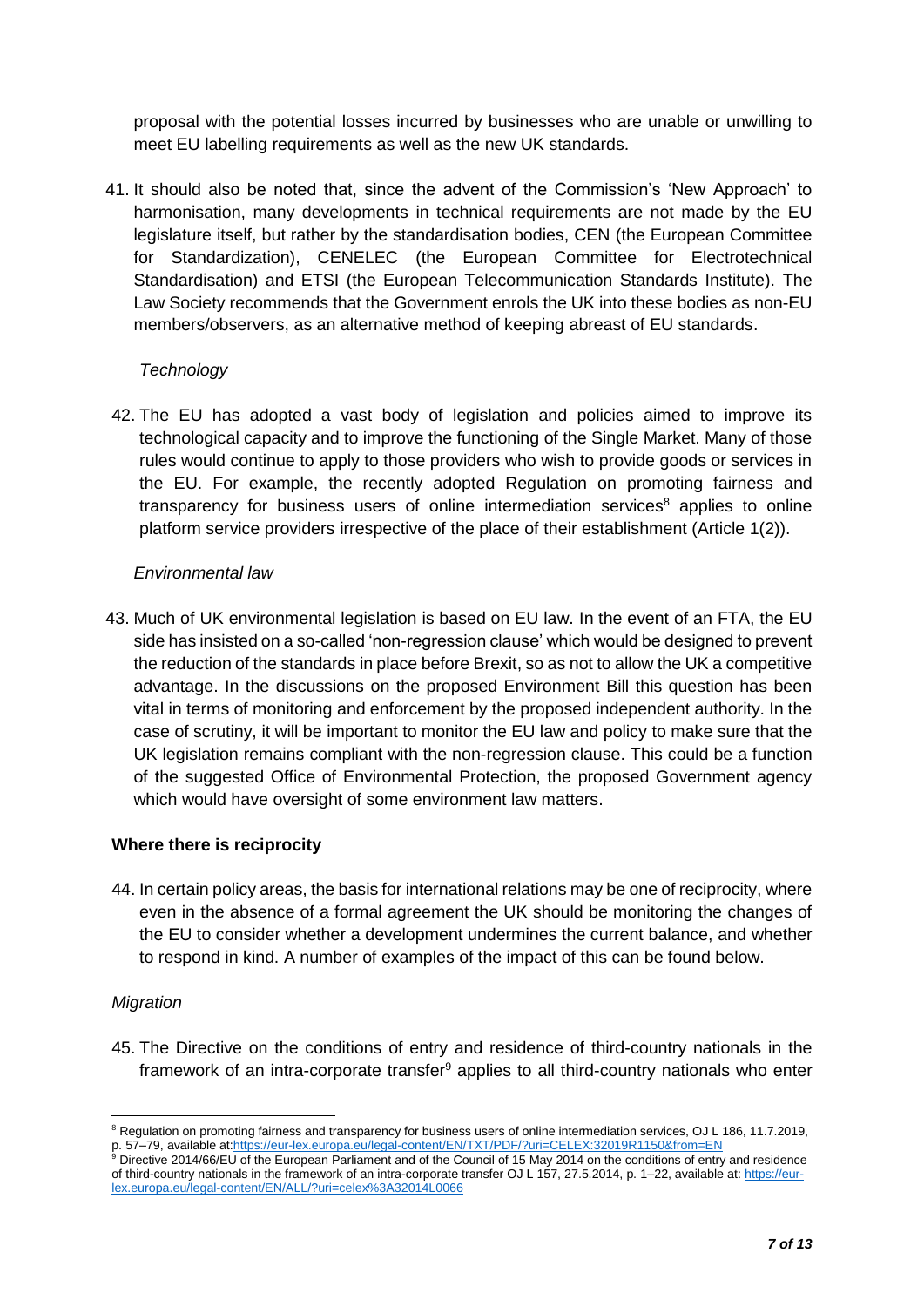proposal with the potential losses incurred by businesses who are unable or unwilling to meet EU labelling requirements as well as the new UK standards.

41. It should also be noted that, since the advent of the Commission's 'New Approach' to harmonisation, many developments in technical requirements are not made by the EU legislature itself, but rather by the standardisation bodies, CEN (the European Committee for Standardization), CENELEC (the European Committee for Electrotechnical Standardisation) and ETSI (the European Telecommunication Standards Institute). The Law Society recommends that the Government enrols the UK into these bodies as non-EU members/observers, as an alternative method of keeping abreast of EU standards.

*Technology*

42. The EU has adopted a vast body of legislation and policies aimed to improve its technological capacity and to improve the functioning of the Single Market. Many of those rules would continue to apply to those providers who wish to provide goods or services in the EU. For example, the recently adopted Regulation on promoting fairness and transparency for business users of online intermediation services[8] applies to online platform service providers irrespective of the place of their establishment (Article 1(2)).

*Environmental law*

43. Much of UK environmental legislation is based on EU law. In the event of an FTA, the EU side has insisted on a so-called 'non-regression clause' which would be designed to prevent the reduction of the standards in place before Brexit, so as not to allow the UK a competitive advantage. In the discussions on the proposed Environment Bill this question has been vital in terms of monitoring and enforcement by the proposed independent authority. In the case of scrutiny, it will be important to monitor the EU law and policy to make sure that the UK legislation remains compliant with the non-regression clause. This could be a function of the suggested Office of Environmental Protection, the proposed Government agency which would have oversight of some environment law matters.

**Where there is reciprocity**

44. In certain policy areas, the basis for international relations may be one of reciprocity, where even in the absence of a formal agreement the UK should be monitoring the changes of the EU to consider whether a development undermines the current balance, and whether to respond in kind. A number of examples of the impact of this can be found below.

*Migration*

45. The Directive on the conditions of entry and residence of third-country nationals in the framework of an intra-corporate transfer[9] applies to all third-country nationals who enter

---

[8] Regulation on promoting fairness and transparency for business users of online intermediation services, OJ L 186, 11.7.2019, p. 57–79, available at:https://eur-lex.europa.eu/legal-content/EN/TXT/PDF/?uri=CELEX:32019R1150&from=EN

[9] Directive 2014/66/EU of the European Parliament and of the Council of 15 May 2014 on the conditions of entry and residence of third-country nationals in the framework of an intra-corporate transfer OJ L 157, 27.5.2014, p. 1–22, available at: https://eur-lex.europa.eu/legal-content/EN/ALL/?uri=celex%3A32014L0066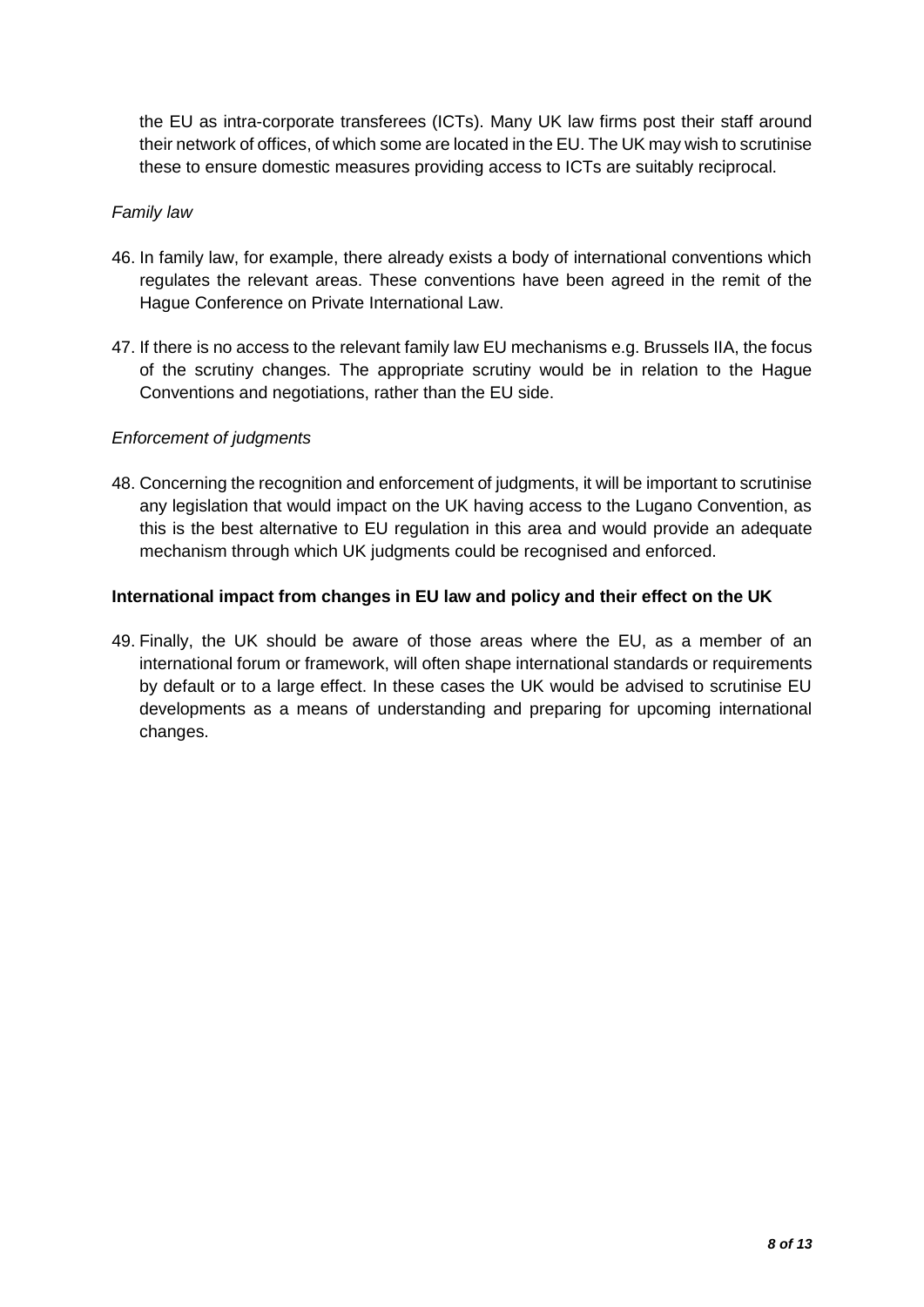the EU as intra-corporate transferees (ICTs). Many UK law firms post their staff around their network of offices, of which some are located in the EU. The UK may wish to scrutinise these to ensure domestic measures providing access to ICTs are suitably reciprocal.

*Family law*

46. In family law, for example, there already exists a body of international conventions which regulates the relevant areas. These conventions have been agreed in the remit of the Hague Conference on Private International Law.

47. If there is no access to the relevant family law EU mechanisms e.g. Brussels IIA, the focus of the scrutiny changes. The appropriate scrutiny would be in relation to the Hague Conventions and negotiations, rather than the EU side.

*Enforcement of judgments*

48. Concerning the recognition and enforcement of judgments, it will be important to scrutinise any legislation that would impact on the UK having access to the Lugano Convention, as this is the best alternative to EU regulation in this area and would provide an adequate mechanism through which UK judgments could be recognised and enforced.

**International impact from changes in EU law and policy and their effect on the UK**

49. Finally, the UK should be aware of those areas where the EU, as a member of an international forum or framework, will often shape international standards or requirements by default or to a large effect. In these cases the UK would be advised to scrutinise EU developments as a means of understanding and preparing for upcoming international changes.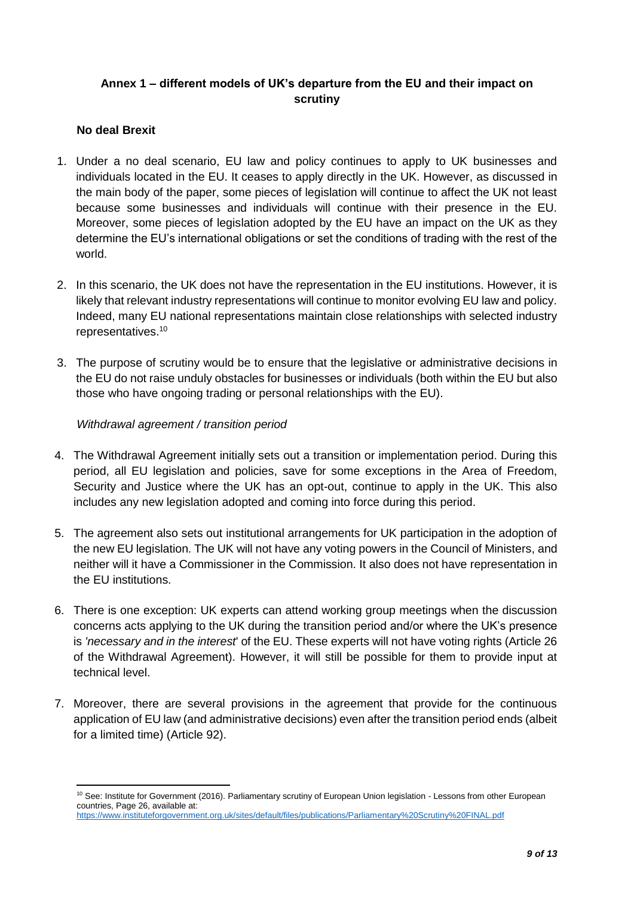## Annex 1 – different models of UK's departure from the EU and their impact on scrutiny

### No deal Brexit

1. Under a no deal scenario, EU law and policy continues to apply to UK businesses and individuals located in the EU. It ceases to apply directly in the UK. However, as discussed in the main body of the paper, some pieces of legislation will continue to affect the UK not least because some businesses and individuals will continue with their presence in the EU. Moreover, some pieces of legislation adopted by the EU have an impact on the UK as they determine the EU's international obligations or set the conditions of trading with the rest of the world.

2. In this scenario, the UK does not have the representation in the EU institutions. However, it is likely that relevant industry representations will continue to monitor evolving EU law and policy. Indeed, many EU national representations maintain close relationships with selected industry representatives.[10]

3. The purpose of scrutiny would be to ensure that the legislative or administrative decisions in the EU do not raise unduly obstacles for businesses or individuals (both within the EU but also those who have ongoing trading or personal relationships with the EU).

*Withdrawal agreement / transition period*

4. The Withdrawal Agreement initially sets out a transition or implementation period. During this period, all EU legislation and policies, save for some exceptions in the Area of Freedom, Security and Justice where the UK has an opt-out, continue to apply in the UK. This also includes any new legislation adopted and coming into force during this period.

5. The agreement also sets out institutional arrangements for UK participation in the adoption of the new EU legislation. The UK will not have any voting powers in the Council of Ministers, and neither will it have a Commissioner in the Commission. It also does not have representation in the EU institutions.

6. There is one exception: UK experts can attend working group meetings when the discussion concerns acts applying to the UK during the transition period and/or where the UK's presence is *'necessary and in the interest*' of the EU. These experts will not have voting rights (Article 26 of the Withdrawal Agreement). However, it will still be possible for them to provide input at technical level.

7. Moreover, there are several provisions in the agreement that provide for the continuous application of EU law (and administrative decisions) even after the transition period ends (albeit for a limited time) (Article 92).

---

[10] See: Institute for Government (2016). Parliamentary scrutiny of European Union legislation - Lessons from other European countries, Page 26, available at: https://www.instituteforgovernment.org.uk/sites/default/files/publications/Parliamentary%20Scrutiny%20FINAL.pdf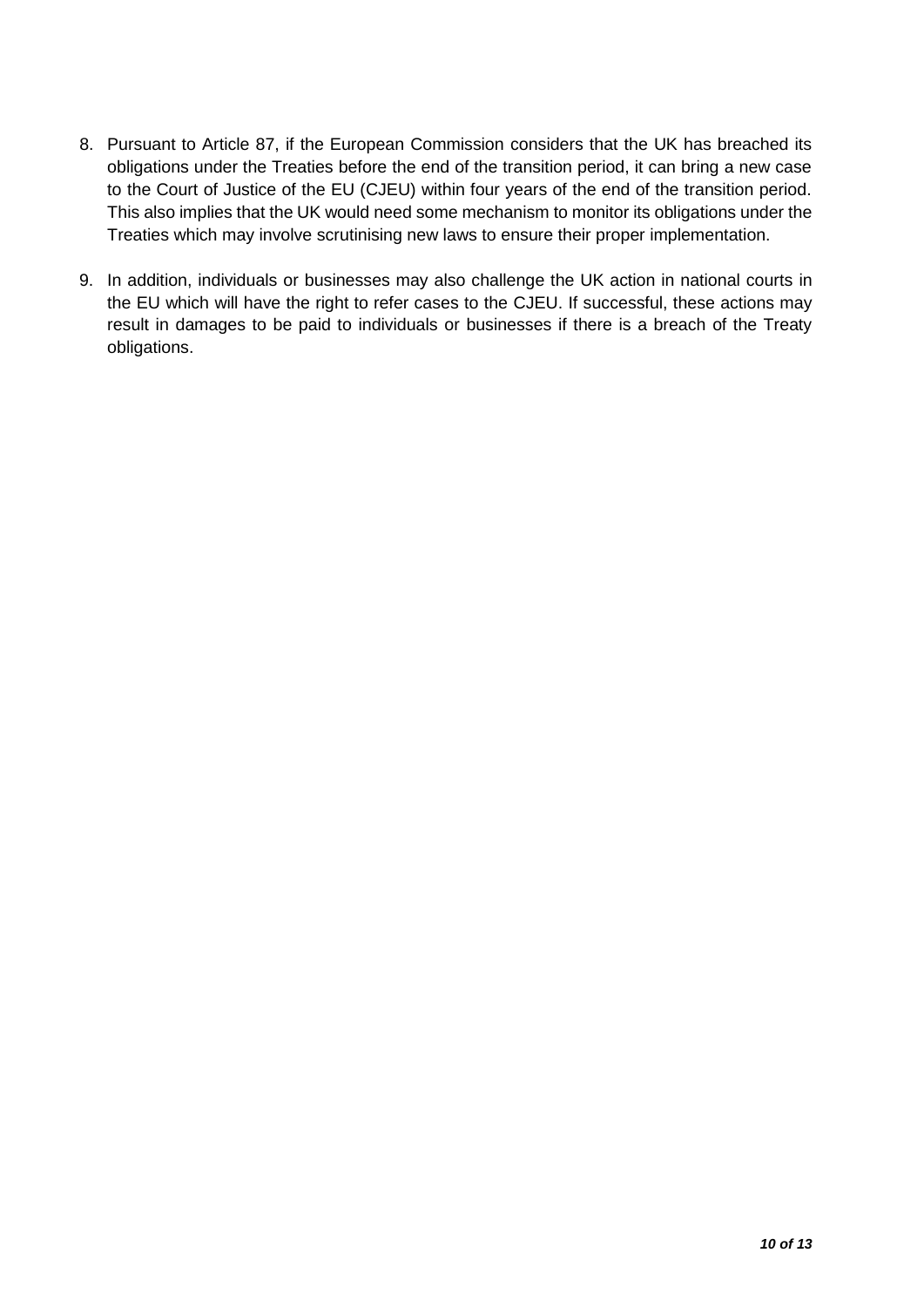8. Pursuant to Article 87, if the European Commission considers that the UK has breached its obligations under the Treaties before the end of the transition period, it can bring a new case to the Court of Justice of the EU (CJEU) within four years of the end of the transition period. This also implies that the UK would need some mechanism to monitor its obligations under the Treaties which may involve scrutinising new laws to ensure their proper implementation.

9. In addition, individuals or businesses may also challenge the UK action in national courts in the EU which will have the right to refer cases to the CJEU. If successful, these actions may result in damages to be paid to individuals or businesses if there is a breach of the Treaty obligations.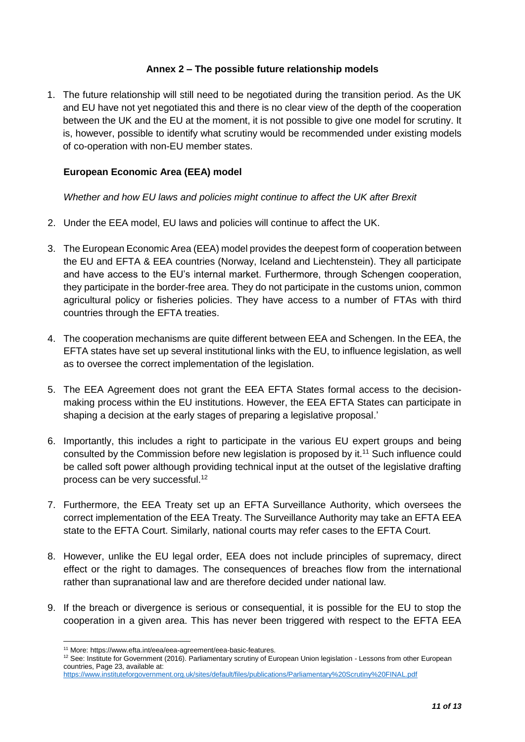## Annex 2 – The possible future relationship models

1. The future relationship will still need to be negotiated during the transition period. As the UK and EU have not yet negotiated this and there is no clear view of the depth of the cooperation between the UK and the EU at the moment, it is not possible to give one model for scrutiny. It is, however, possible to identify what scrutiny would be recommended under existing models of co-operation with non-EU member states.

### European Economic Area (EEA) model

*Whether and how EU laws and policies might continue to affect the UK after Brexit*

2. Under the EEA model, EU laws and policies will continue to affect the UK.

3. The European Economic Area (EEA) model provides the deepest form of cooperation between the EU and EFTA & EEA countries (Norway, Iceland and Liechtenstein). They all participate and have access to the EU's internal market. Furthermore, through Schengen cooperation, they participate in the border-free area. They do not participate in the customs union, common agricultural policy or fisheries policies. They have access to a number of FTAs with third countries through the EFTA treaties.

4. The cooperation mechanisms are quite different between EEA and Schengen. In the EEA, the EFTA states have set up several institutional links with the EU, to influence legislation, as well as to oversee the correct implementation of the legislation.

5. The EEA Agreement does not grant the EEA EFTA States formal access to the decision-making process within the EU institutions. However, the EEA EFTA States can participate in shaping a decision at the early stages of preparing a legislative proposal.'

6. Importantly, this includes a right to participate in the various EU expert groups and being consulted by the Commission before new legislation is proposed by it.[11] Such influence could be called soft power although providing technical input at the outset of the legislative drafting process can be very successful.[12]

7. Furthermore, the EEA Treaty set up an EFTA Surveillance Authority, which oversees the correct implementation of the EEA Treaty. The Surveillance Authority may take an EFTA EEA state to the EFTA Court. Similarly, national courts may refer cases to the EFTA Court.

8. However, unlike the EU legal order, EEA does not include principles of supremacy, direct effect or the right to damages. The consequences of breaches flow from the international rather than supranational law and are therefore decided under national law.

9. If the breach or divergence is serious or consequential, it is possible for the EU to stop the cooperation in a given area. This has never been triggered with respect to the EFTA EEA

---

[11] More: https://www.efta.int/eea/eea-agreement/eea-basic-features.

[12] See: Institute for Government (2016). Parliamentary scrutiny of European Union legislation - Lessons from other European countries, Page 23, available at: https://www.instituteforgovernment.org.uk/sites/default/files/publications/Parliamentary%20Scrutiny%20FINAL.pdf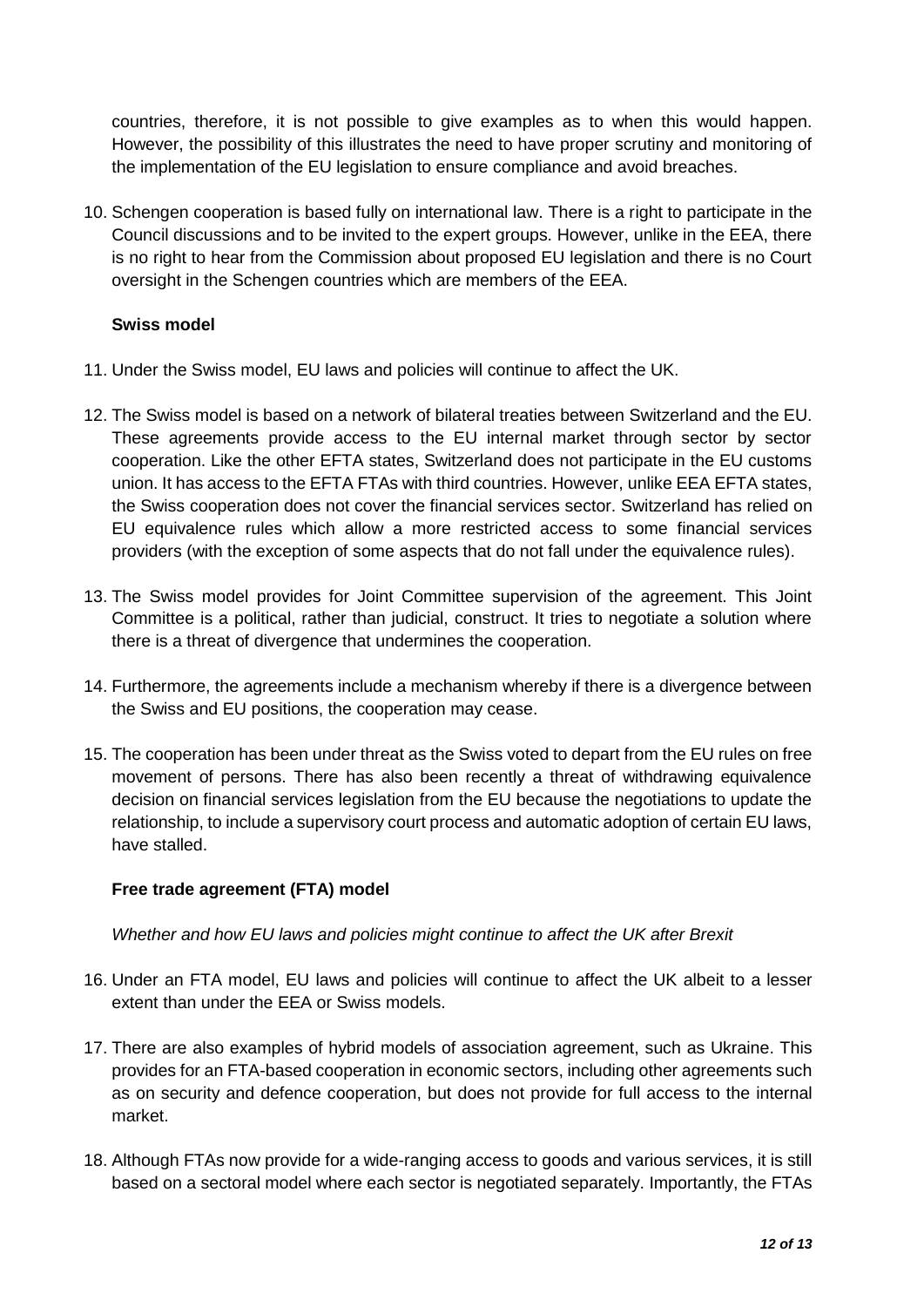countries, therefore, it is not possible to give examples as to when this would happen. However, the possibility of this illustrates the need to have proper scrutiny and monitoring of the implementation of the EU legislation to ensure compliance and avoid breaches.

10. Schengen cooperation is based fully on international law. There is a right to participate in the Council discussions and to be invited to the expert groups. However, unlike in the EEA, there is no right to hear from the Commission about proposed EU legislation and there is no Court oversight in the Schengen countries which are members of the EEA.

**Swiss model**

11. Under the Swiss model, EU laws and policies will continue to affect the UK.

12. The Swiss model is based on a network of bilateral treaties between Switzerland and the EU. These agreements provide access to the EU internal market through sector by sector cooperation. Like the other EFTA states, Switzerland does not participate in the EU customs union. It has access to the EFTA FTAs with third countries. However, unlike EEA EFTA states, the Swiss cooperation does not cover the financial services sector. Switzerland has relied on EU equivalence rules which allow a more restricted access to some financial services providers (with the exception of some aspects that do not fall under the equivalence rules).

13. The Swiss model provides for Joint Committee supervision of the agreement. This Joint Committee is a political, rather than judicial, construct. It tries to negotiate a solution where there is a threat of divergence that undermines the cooperation.

14. Furthermore, the agreements include a mechanism whereby if there is a divergence between the Swiss and EU positions, the cooperation may cease.

15. The cooperation has been under threat as the Swiss voted to depart from the EU rules on free movement of persons. There has also been recently a threat of withdrawing equivalence decision on financial services legislation from the EU because the negotiations to update the relationship, to include a supervisory court process and automatic adoption of certain EU laws, have stalled.

**Free trade agreement (FTA) model**

*Whether and how EU laws and policies might continue to affect the UK after Brexit*

16. Under an FTA model, EU laws and policies will continue to affect the UK albeit to a lesser extent than under the EEA or Swiss models.

17. There are also examples of hybrid models of association agreement, such as Ukraine. This provides for an FTA-based cooperation in economic sectors, including other agreements such as on security and defence cooperation, but does not provide for full access to the internal market.

18. Although FTAs now provide for a wide-ranging access to goods and various services, it is still based on a sectoral model where each sector is negotiated separately. Importantly, the FTAs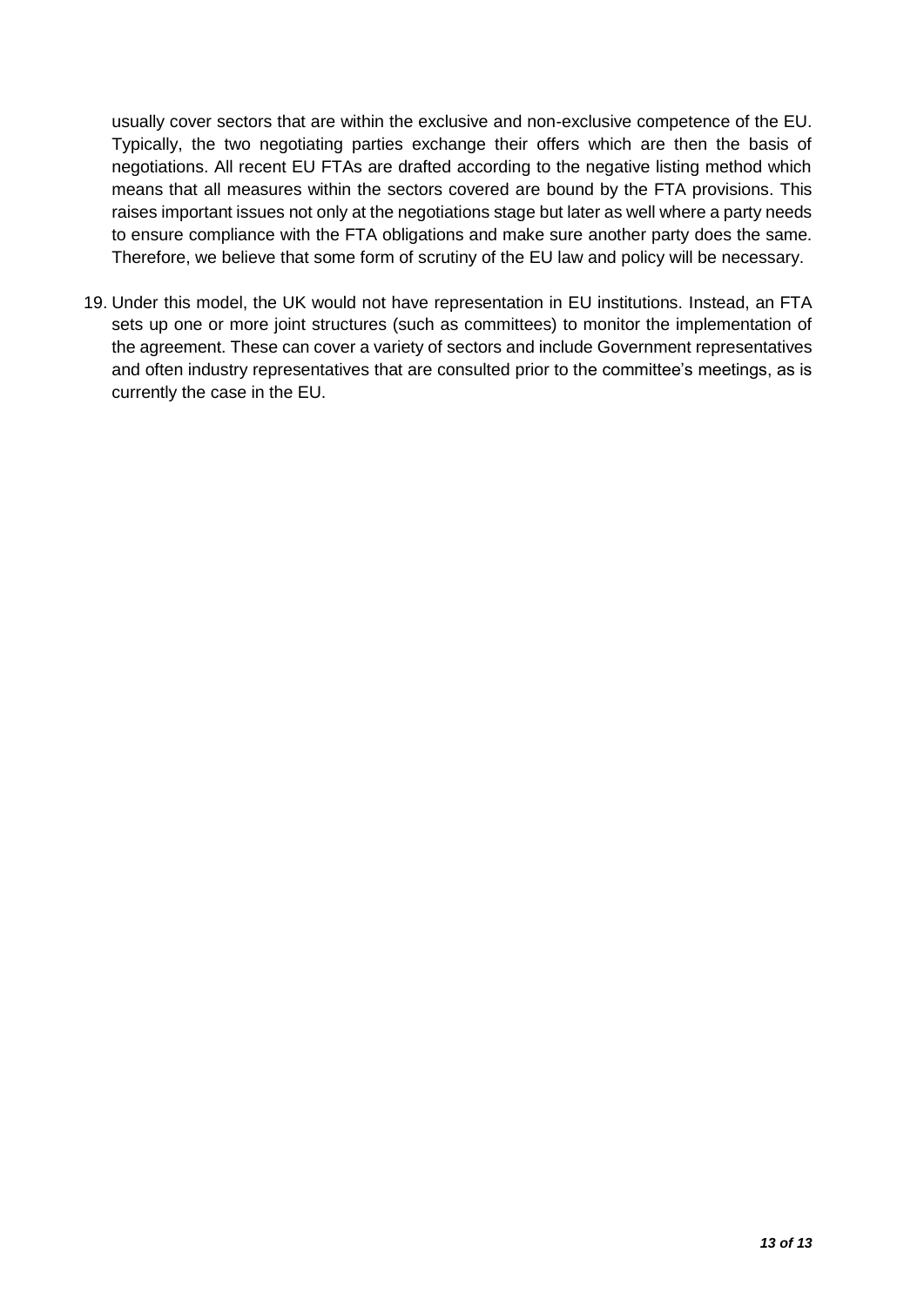usually cover sectors that are within the exclusive and non-exclusive competence of the EU. Typically, the two negotiating parties exchange their offers which are then the basis of negotiations. All recent EU FTAs are drafted according to the negative listing method which means that all measures within the sectors covered are bound by the FTA provisions. This raises important issues not only at the negotiations stage but later as well where a party needs to ensure compliance with the FTA obligations and make sure another party does the same. Therefore, we believe that some form of scrutiny of the EU law and policy will be necessary.

19. Under this model, the UK would not have representation in EU institutions. Instead, an FTA sets up one or more joint structures (such as committees) to monitor the implementation of the agreement. These can cover a variety of sectors and include Government representatives and often industry representatives that are consulted prior to the committee's meetings, as is currently the case in the EU.